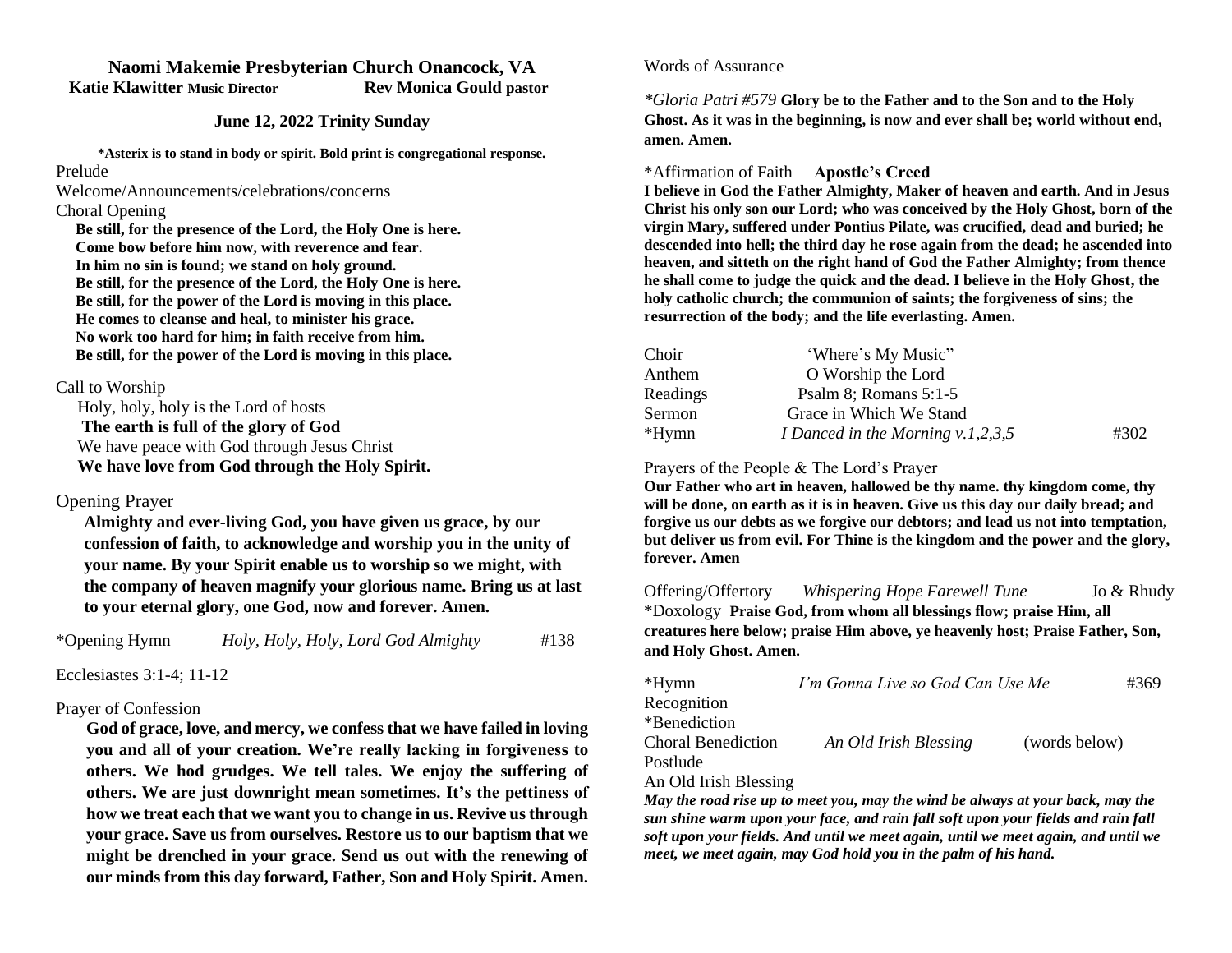## Naomi Makemie Presbyterian Church Onancock, VA

**Katie Klawitter Music Director** **Rev Monica Gould pastor**

**June 12, 2022 Trinity Sunday**

**\*Asterix is to stand in body or spirit. Bold print is congregational response.**

Prelude

Welcome/Announcements/celebrations/concerns

Choral Opening

**Be still, for the presence of the Lord, the Holy One is here.**
**Come bow before him now, with reverence and fear.**
**In him no sin is found; we stand on holy ground.**
**Be still, for the presence of the Lord, the Holy One is here.**
**Be still, for the power of the Lord is moving in this place.**
**He comes to cleanse and heal, to minister his grace.**
**No work too hard for him; in faith receive from him.**
**Be still, for the power of the Lord is moving in this place.**

Call to Worship

Holy, holy, holy is the Lord of hosts
**The earth is full of the glory of God**
We have peace with God through Jesus Christ
**We have love from God through the Holy Spirit.**

Opening Prayer

**Almighty and ever-living God, you have given us grace, by our confession of faith, to acknowledge and worship you in the unity of your name. By your Spirit enable us to worship so we might, with the company of heaven magnify your glorious name. Bring us at last to your eternal glory, one God, now and forever. Amen.**

*Opening Hymn *Holy, Holy, Holy, Lord God Almighty* #138

Ecclesiastes 3:1-4; 11-12

Prayer of Confession

**God of grace, love, and mercy, we confess that we have failed in loving you and all of your creation. We're really lacking in forgiveness to others. We hod grudges. We tell tales. We enjoy the suffering of others. We are just downright mean sometimes. It's the pettiness of how we treat each that we want you to change in us. Revive us through your grace. Save us from ourselves. Restore us to our baptism that we might be drenched in your grace. Send us out with the renewing of our minds from this day forward, Father, Son and Holy Spirit. Amen.**

Words of Assurance

*\*Gloria Patri #579* **Glory be to the Father and to the Son and to the Holy Ghost. As it was in the beginning, is now and ever shall be; world without end, amen. Amen.**

*Affirmation of Faith **Apostle's Creed**

**I believe in God the Father Almighty, Maker of heaven and earth. And in Jesus Christ his only son our Lord; who was conceived by the Holy Ghost, born of the virgin Mary, suffered under Pontius Pilate, was crucified, dead and buried; he descended into hell; the third day he rose again from the dead; he ascended into heaven, and sitteth on the right hand of God the Father Almighty; from thence he shall come to judge the quick and the dead. I believe in the Holy Ghost, the holy catholic church; the communion of saints; the forgiveness of sins; the resurrection of the body; and the life everlasting. Amen.**

| | | |
|---|---|---|
| Choir | 'Where's My Music" | |
| Anthem | O Worship the Lord | |
| Readings | Psalm 8; Romans 5:1-5 | |
| Sermon | Grace in Which We Stand | |
| *Hymn | *I Danced in the Morning v.1,2,3,5* | #302 |

Prayers of the People & The Lord's Prayer

**Our Father who art in heaven, hallowed be thy name. thy kingdom come, thy will be done, on earth as it is in heaven. Give us this day our daily bread; and forgive us our debts as we forgive our debtors; and lead us not into temptation, but deliver us from evil. For Thine is the kingdom and the power and the glory, forever. Amen**

Offering/Offertory *Whispering Hope Farewell Tune* Jo & Rhudy

*Doxology **Praise God, from whom all blessings flow; praise Him, all creatures here below; praise Him above, ye heavenly host; Praise Father, Son, and Holy Ghost. Amen.**

*Hymn *I'm Gonna Live so God Can Use Me* #369

Recognition

*Benediction

Choral Benediction *An Old Irish Blessing* (words below)

Postlude

An Old Irish Blessing

***May the road rise up to meet you, may the wind be always at your back, may the sun shine warm upon your face, and rain fall soft upon your fields and rain fall soft upon your fields. And until we meet again, until we meet again, and until we meet, we meet again, may God hold you in the palm of his hand.***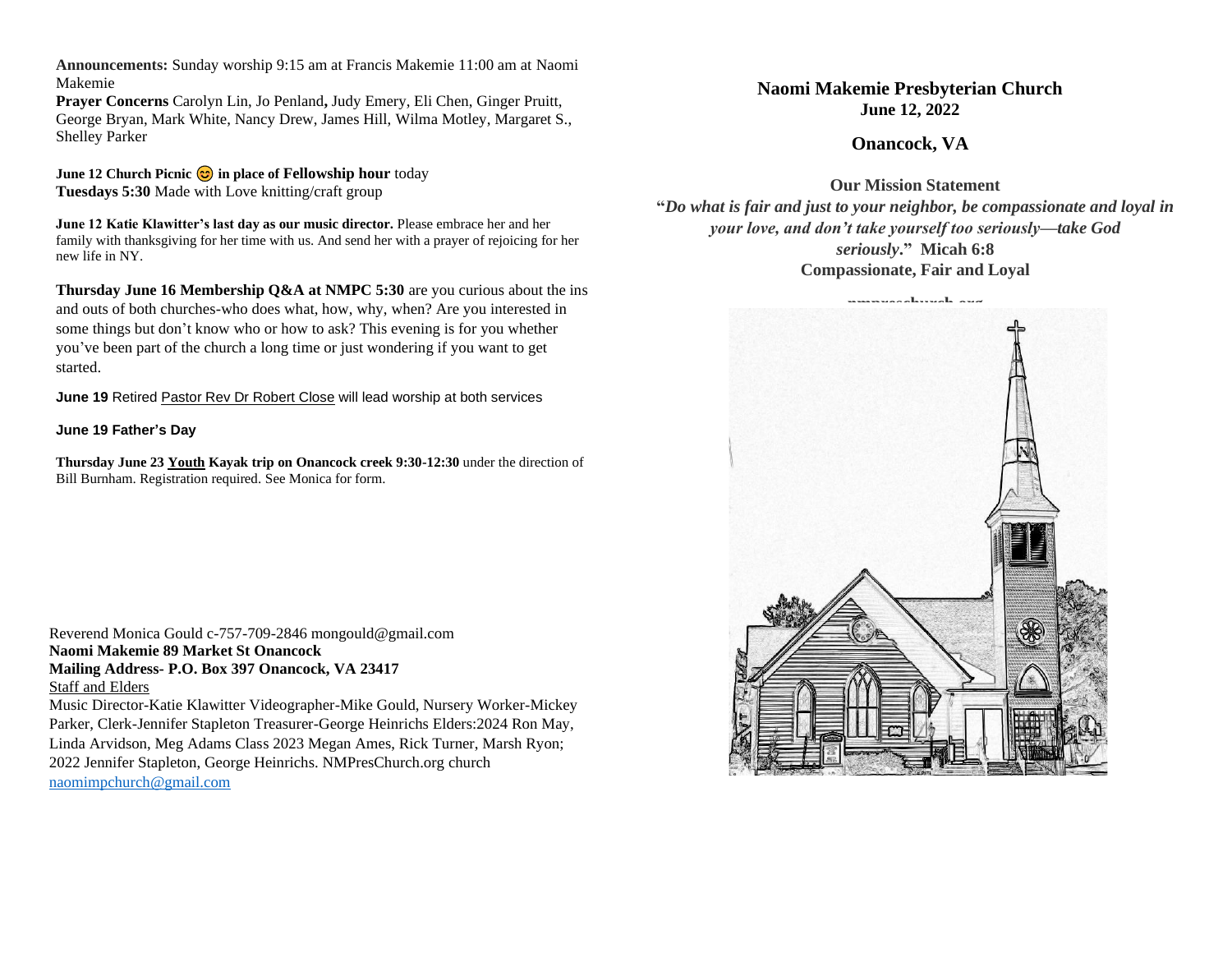**Announcements:** Sunday worship 9:15 am at Francis Makemie 11:00 am at Naomi Makemie

**Prayer Concerns** Carolyn Lin, Jo Penland**,** Judy Emery, Eli Chen, Ginger Pruitt, George Bryan, Mark White, Nancy Drew, James Hill, Wilma Motley, Margaret S., Shelley Parker

**June 12 Church Picnic 😊 in place of Fellowship hour** today
**Tuesdays 5:30** Made with Love knitting/craft group

**June 12 Katie Klawitter's last day as our music director.** Please embrace her and her family with thanksgiving for her time with us. And send her with a prayer of rejoicing for her new life in NY.

**Thursday June 16 Membership Q&A at NMPC 5:30** are you curious about the ins and outs of both churches-who does what, how, why, when? Are you interested in some things but don't know who or how to ask? This evening is for you whether you've been part of the church a long time or just wondering if you want to get started.

**June 19** Retired Pastor Rev Dr Robert Close will lead worship at both services

**June 19 Father's Day**

**Thursday June 23 Youth Kayak trip on Onancock creek 9:30-12:30** under the direction of Bill Burnham. Registration required. See Monica for form.

Reverend Monica Gould c-757-709-2846 mongould@gmail.com
**Naomi Makemie 89 Market St Onancock**
**Mailing Address- P.O. Box 397 Onancock, VA 23417**
Staff and Elders
Music Director-Katie Klawitter Videographer-Mike Gould, Nursery Worker-Mickey Parker, Clerk-Jennifer Stapleton Treasurer-George Heinrichs Elders:2024 Ron May, Linda Arvidson, Meg Adams Class 2023 Megan Ames, Rick Turner, Marsh Ryon; 2022 Jennifer Stapleton, George Heinrichs. NMPresChurch.org church naomimpchurch@gmail.com

## Naomi Makemie Presbyterian Church
**June 12, 2022**

## Onancock, VA

**Our Mission Statement**
**"*Do what is fair and just to your neighbor, be compassionate and loyal in your love, and don't take yourself too seriously—take God seriously*." Micah 6:8**
**Compassionate, Fair and Loyal**

**nmpreschurch.org**